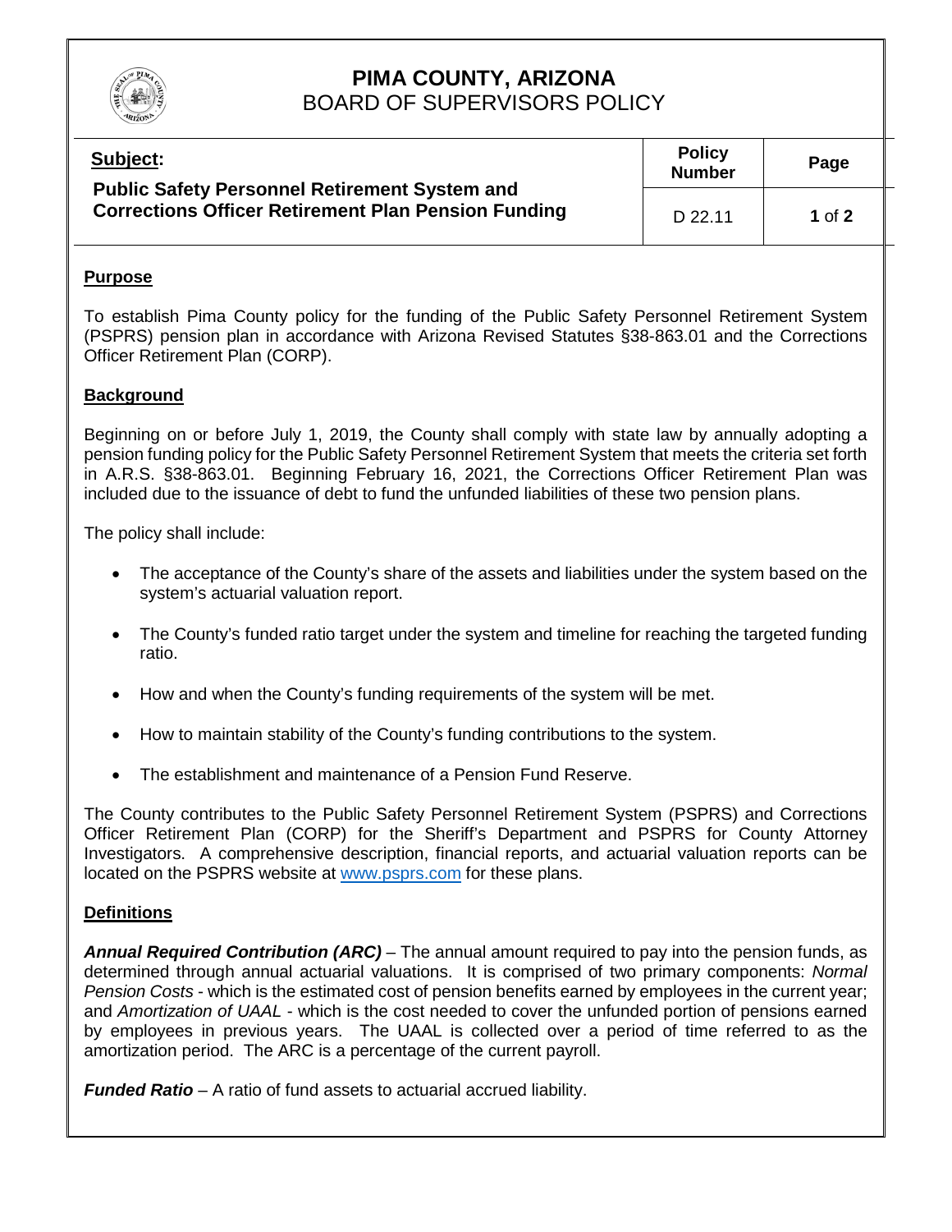# PIMA COUNTY, ARIZONA
## BOARD OF SUPERVISORS POLICY

| Subject: | Policy Number | Page |
| --- | --- | --- |
| **Public Safety Personnel Retirement System and Corrections Officer Retirement Plan Pension Funding** | D 22.11 | **1** of **2** |

### Purpose

To establish Pima County policy for the funding of the Public Safety Personnel Retirement System (PSPRS) pension plan in accordance with Arizona Revised Statutes §38-863.01 and the Corrections Officer Retirement Plan (CORP).

### Background

Beginning on or before July 1, 2019, the County shall comply with state law by annually adopting a pension funding policy for the Public Safety Personnel Retirement System that meets the criteria set forth in A.R.S. §38-863.01. Beginning February 16, 2021, the Corrections Officer Retirement Plan was included due to the issuance of debt to fund the unfunded liabilities of these two pension plans.

The policy shall include:

- The acceptance of the County's share of the assets and liabilities under the system based on the system's actuarial valuation report.
- The County's funded ratio target under the system and timeline for reaching the targeted funding ratio.
- How and when the County's funding requirements of the system will be met.
- How to maintain stability of the County's funding contributions to the system.
- The establishment and maintenance of a Pension Fund Reserve.

The County contributes to the Public Safety Personnel Retirement System (PSPRS) and Corrections Officer Retirement Plan (CORP) for the Sheriff's Department and PSPRS for County Attorney Investigators. A comprehensive description, financial reports, and actuarial valuation reports can be located on the PSPRS website at www.psprs.com for these plans.

### Definitions

***Annual Required Contribution (ARC)*** – The annual amount required to pay into the pension funds, as determined through annual actuarial valuations. It is comprised of two primary components: *Normal Pension Costs* - which is the estimated cost of pension benefits earned by employees in the current year; and *Amortization of UAAL* - which is the cost needed to cover the unfunded portion of pensions earned by employees in previous years. The UAAL is collected over a period of time referred to as the amortization period. The ARC is a percentage of the current payroll.

***Funded Ratio*** – A ratio of fund assets to actuarial accrued liability.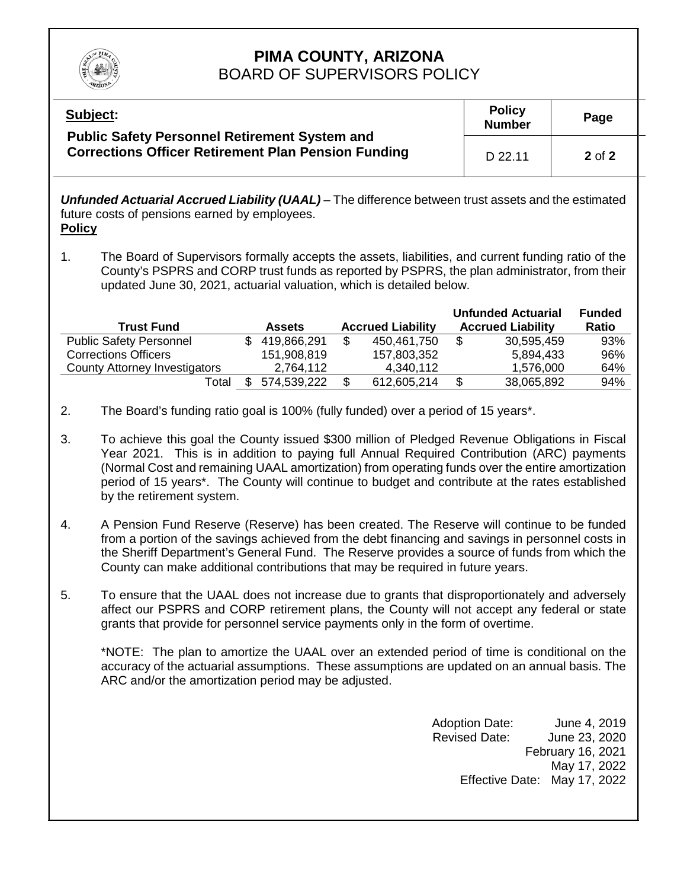***Unfunded Actuarial Accrued Liability (UAAL)*** – The difference between trust assets and the estimated future costs of pensions earned by employees.

**Policy**

1. The Board of Supervisors formally accepts the assets, liabilities, and current funding ratio of the County's PSPRS and CORP trust funds as reported by PSPRS, the plan administrator, from their updated June 30, 2021, actuarial valuation, which is detailed below.

| Trust Fund | Assets | Accrued Liability | Unfunded Actuarial Accrued Liability | Funded Ratio |
|---|---|---|---|---|
| Public Safety Personnel | $ 419,866,291 | $ 450,461,750 | $ 30,595,459 | 93% |
| Corrections Officers | 151,908,819 | 157,803,352 | 5,894,433 | 96% |
| County Attorney Investigators | 2,764,112 | 4,340,112 | 1,576,000 | 64% |
| Total | $ 574,539,222 | $ 612,605,214 | $ 38,065,892 | 94% |

2. The Board's funding ratio goal is 100% (fully funded) over a period of 15 years*.

3. To achieve this goal the County issued $300 million of Pledged Revenue Obligations in Fiscal Year 2021. This is in addition to paying full Annual Required Contribution (ARC) payments (Normal Cost and remaining UAAL amortization) from operating funds over the entire amortization period of 15 years*. The County will continue to budget and contribute at the rates established by the retirement system.

4. A Pension Fund Reserve (Reserve) has been created. The Reserve will continue to be funded from a portion of the savings achieved from the debt financing and savings in personnel costs in the Sheriff Department's General Fund. The Reserve provides a source of funds from which the County can make additional contributions that may be required in future years.

5. To ensure that the UAAL does not increase due to grants that disproportionately and adversely affect our PSPRS and CORP retirement plans, the County will not accept any federal or state grants that provide for personnel service payments only in the form of overtime.

   *NOTE: The plan to amortize the UAAL over an extended period of time is conditional on the accuracy of the actuarial assumptions. These assumptions are updated on an annual basis. The ARC and/or the amortization period may be adjusted.

Adoption Date: June 4, 2019
Revised Date: June 23, 2020
February 16, 2021
May 17, 2022
Effective Date: May 17, 2022